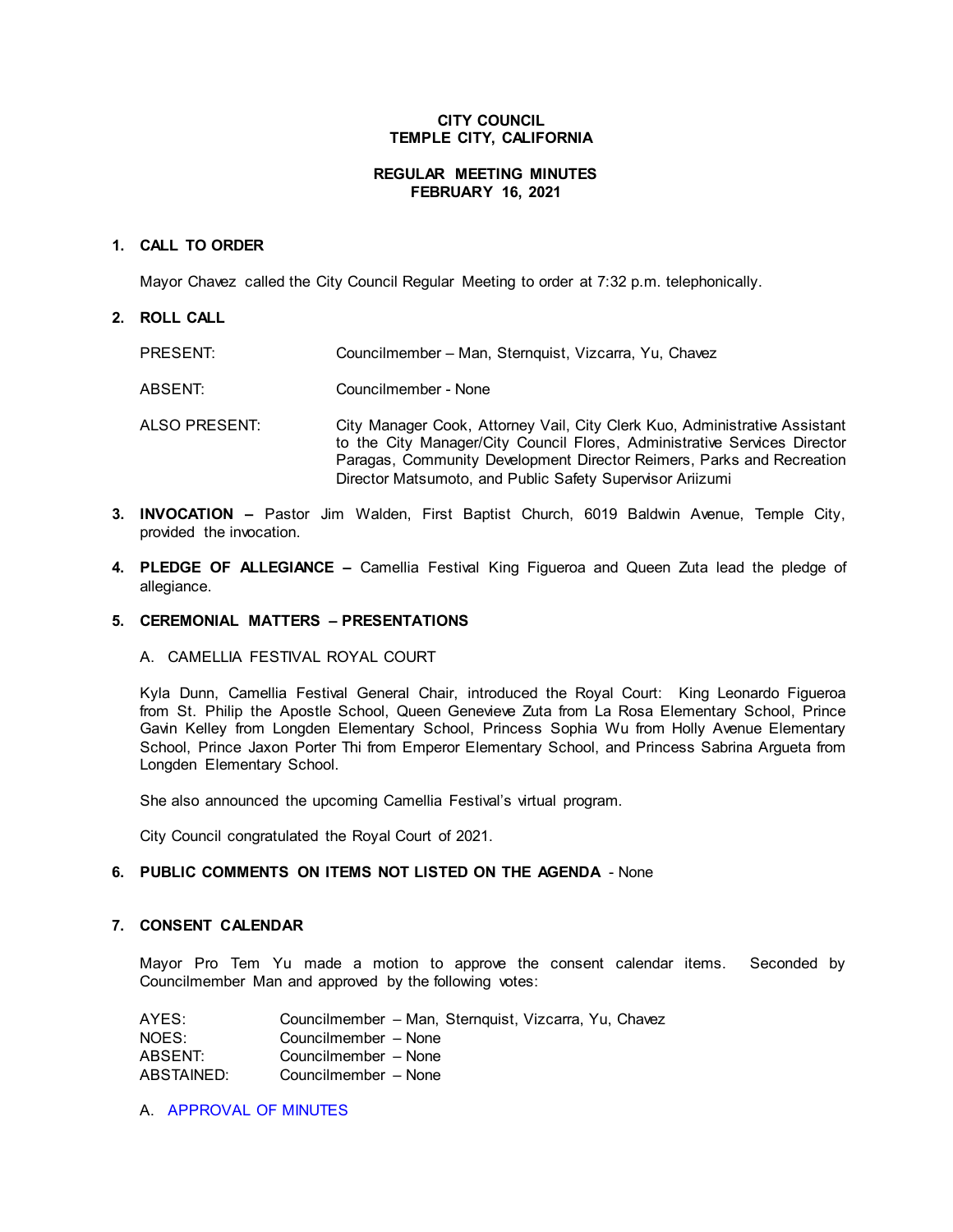**CITY COUNCIL**
**TEMPLE CITY, CALIFORNIA**

**REGULAR MEETING MINUTES**
**FEBRUARY 16, 2021**

## 1. CALL TO ORDER

Mayor Chavez called the City Council Regular Meeting to order at 7:32 p.m. telephonically.

## 2. ROLL CALL

| | |
|---|---|
| PRESENT: | Councilmember – Man, Sternquist, Vizcarra, Yu, Chavez |
| ABSENT: | Councilmember - None |
| ALSO PRESENT: | City Manager Cook, Attorney Vail, City Clerk Kuo, Administrative Assistant to the City Manager/City Council Flores, Administrative Services Director Paragas, Community Development Director Reimers, Parks and Recreation Director Matsumoto, and Public Safety Supervisor Ariizumi |

**3. INVOCATION –** Pastor Jim Walden, First Baptist Church, 6019 Baldwin Avenue, Temple City, provided the invocation.

**4. PLEDGE OF ALLEGIANCE –** Camellia Festival King Figueroa and Queen Zuta lead the pledge of allegiance.

## 5. CEREMONIAL MATTERS – PRESENTATIONS

A. CAMELLIA FESTIVAL ROYAL COURT

Kyla Dunn, Camellia Festival General Chair, introduced the Royal Court: King Leonardo Figueroa from St. Philip the Apostle School, Queen Genevieve Zuta from La Rosa Elementary School, Prince Gavin Kelley from Longden Elementary School, Princess Sophia Wu from Holly Avenue Elementary School, Prince Jaxon Porter Thi from Emperor Elementary School, and Princess Sabrina Argueta from Longden Elementary School.

She also announced the upcoming Camellia Festival's virtual program.

City Council congratulated the Royal Court of 2021.

**6. PUBLIC COMMENTS ON ITEMS NOT LISTED ON THE AGENDA** - None

## 7. CONSENT CALENDAR

Mayor Pro Tem Yu made a motion to approve the consent calendar items. Seconded by Councilmember Man and approved by the following votes:

| | |
|---|---|
| AYES: | Councilmember – Man, Sternquist, Vizcarra, Yu, Chavez |
| NOES: | Councilmember – None |
| ABSENT: | Councilmember – None |
| ABSTAINED: | Councilmember – None |

A. APPROVAL OF MINUTES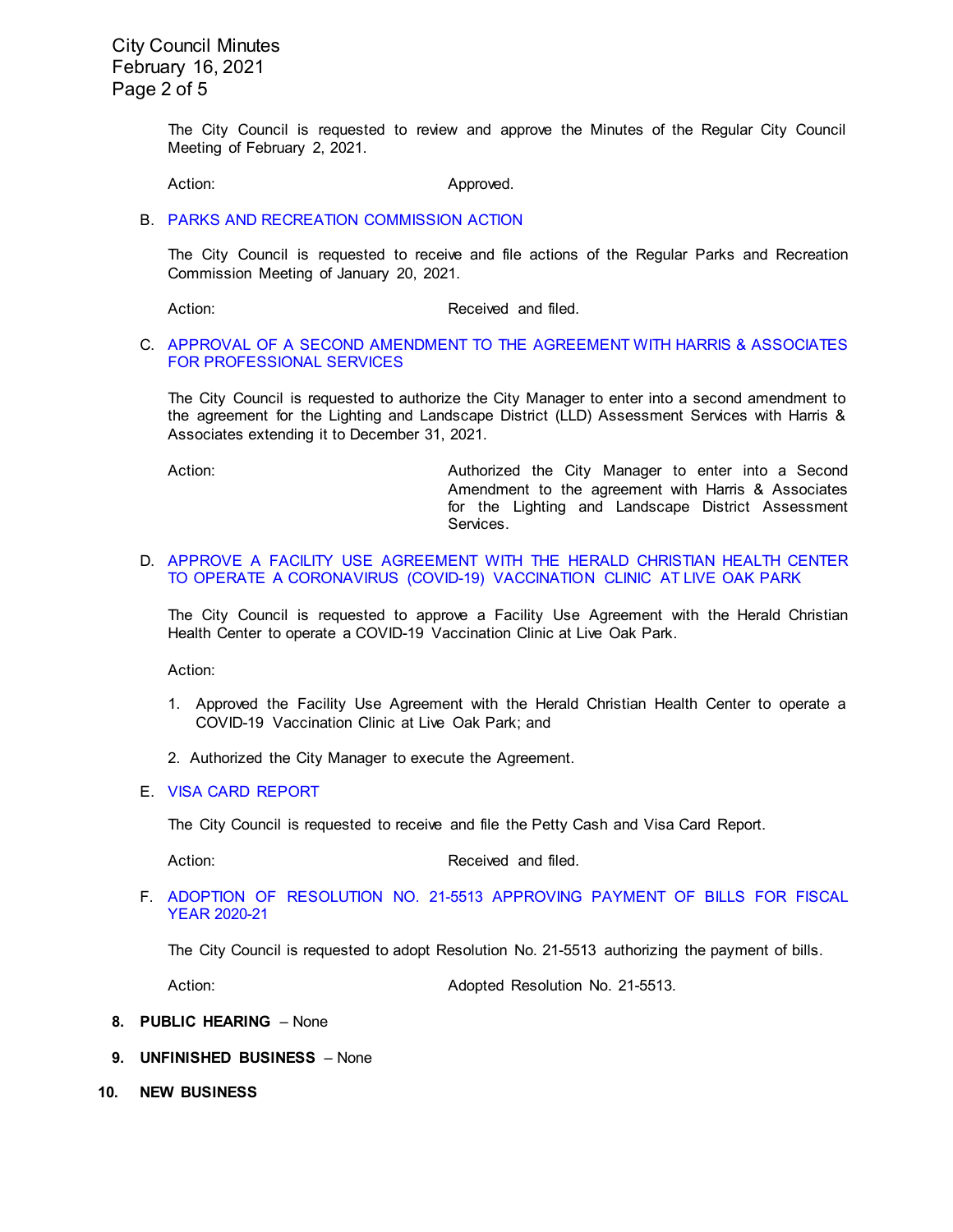The City Council is requested to review and approve the Minutes of the Regular City Council Meeting of February 2, 2021.

Action: Approved.

B. PARKS AND RECREATION COMMISSION ACTION

The City Council is requested to receive and file actions of the Regular Parks and Recreation Commission Meeting of January 20, 2021.

Action: Received and filed.

C. APPROVAL OF A SECOND AMENDMENT TO THE AGREEMENT WITH HARRIS & ASSOCIATES FOR PROFESSIONAL SERVICES

The City Council is requested to authorize the City Manager to enter into a second amendment to the agreement for the Lighting and Landscape District (LLD) Assessment Services with Harris & Associates extending it to December 31, 2021.

Action: Authorized the City Manager to enter into a Second Amendment to the agreement with Harris & Associates for the Lighting and Landscape District Assessment Services.

D. APPROVE A FACILITY USE AGREEMENT WITH THE HERALD CHRISTIAN HEALTH CENTER TO OPERATE A CORONAVIRUS (COVID-19) VACCINATION CLINIC AT LIVE OAK PARK

The City Council is requested to approve a Facility Use Agreement with the Herald Christian Health Center to operate a COVID-19 Vaccination Clinic at Live Oak Park.

Action:

1. Approved the Facility Use Agreement with the Herald Christian Health Center to operate a COVID-19 Vaccination Clinic at Live Oak Park; and
2. Authorized the City Manager to execute the Agreement.

E. VISA CARD REPORT

The City Council is requested to receive and file the Petty Cash and Visa Card Report.

Action: Received and filed.

F. ADOPTION OF RESOLUTION NO. 21-5513 APPROVING PAYMENT OF BILLS FOR FISCAL YEAR 2020-21

The City Council is requested to adopt Resolution No. 21-5513 authorizing the payment of bills.

Action: Adopted Resolution No. 21-5513.

**8. PUBLIC HEARING** – None

**9. UNFINISHED BUSINESS** – None

**10. NEW BUSINESS**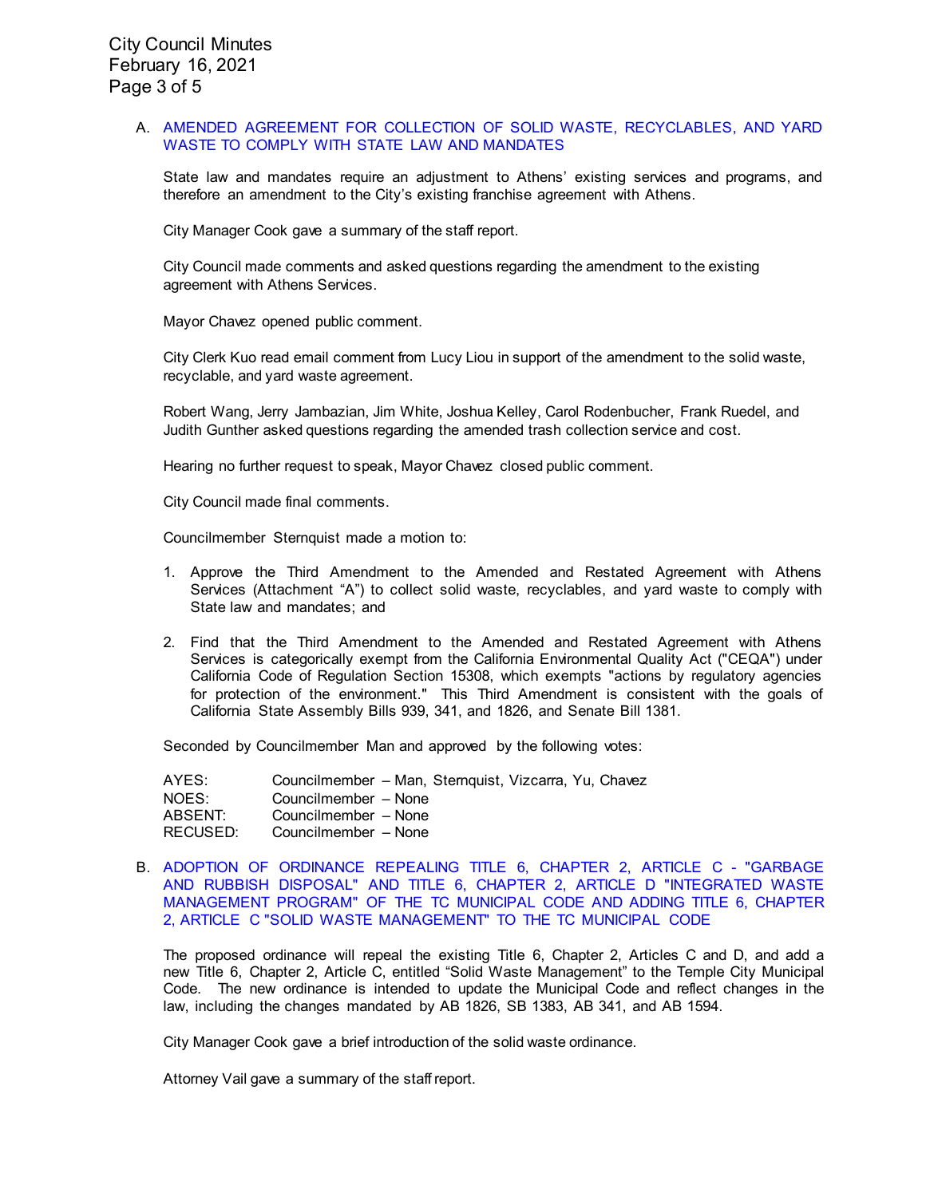A. AMENDED AGREEMENT FOR COLLECTION OF SOLID WASTE, RECYCLABLES, AND YARD WASTE TO COMPLY WITH STATE LAW AND MANDATES

State law and mandates require an adjustment to Athens' existing services and programs, and therefore an amendment to the City's existing franchise agreement with Athens.

City Manager Cook gave a summary of the staff report.

City Council made comments and asked questions regarding the amendment to the existing agreement with Athens Services.

Mayor Chavez opened public comment.

City Clerk Kuo read email comment from Lucy Liou in support of the amendment to the solid waste, recyclable, and yard waste agreement.

Robert Wang, Jerry Jambazian, Jim White, Joshua Kelley, Carol Rodenbucher, Frank Ruedel, and Judith Gunther asked questions regarding the amended trash collection service and cost.

Hearing no further request to speak, Mayor Chavez closed public comment.

City Council made final comments.

Councilmember Sternquist made a motion to:

1. Approve the Third Amendment to the Amended and Restated Agreement with Athens Services (Attachment "A") to collect solid waste, recyclables, and yard waste to comply with State law and mandates; and

2. Find that the Third Amendment to the Amended and Restated Agreement with Athens Services is categorically exempt from the California Environmental Quality Act ("CEQA") under California Code of Regulation Section 15308, which exempts "actions by regulatory agencies for protection of the environment." This Third Amendment is consistent with the goals of California State Assembly Bills 939, 341, and 1826, and Senate Bill 1381.

Seconded by Councilmember Man and approved by the following votes:

AYES: Councilmember – Man, Sternquist, Vizcarra, Yu, Chavez
NOES: Councilmember – None
ABSENT: Councilmember – None
RECUSED: Councilmember – None

B. ADOPTION OF ORDINANCE REPEALING TITLE 6, CHAPTER 2, ARTICLE C - "GARBAGE AND RUBBISH DISPOSAL" AND TITLE 6, CHAPTER 2, ARTICLE D "INTEGRATED WASTE MANAGEMENT PROGRAM" OF THE TC MUNICIPAL CODE AND ADDING TITLE 6, CHAPTER 2, ARTICLE C "SOLID WASTE MANAGEMENT" TO THE TC MUNICIPAL CODE

The proposed ordinance will repeal the existing Title 6, Chapter 2, Articles C and D, and add a new Title 6, Chapter 2, Article C, entitled "Solid Waste Management" to the Temple City Municipal Code. The new ordinance is intended to update the Municipal Code and reflect changes in the law, including the changes mandated by AB 1826, SB 1383, AB 341, and AB 1594.

City Manager Cook gave a brief introduction of the solid waste ordinance.

Attorney Vail gave a summary of the staff report.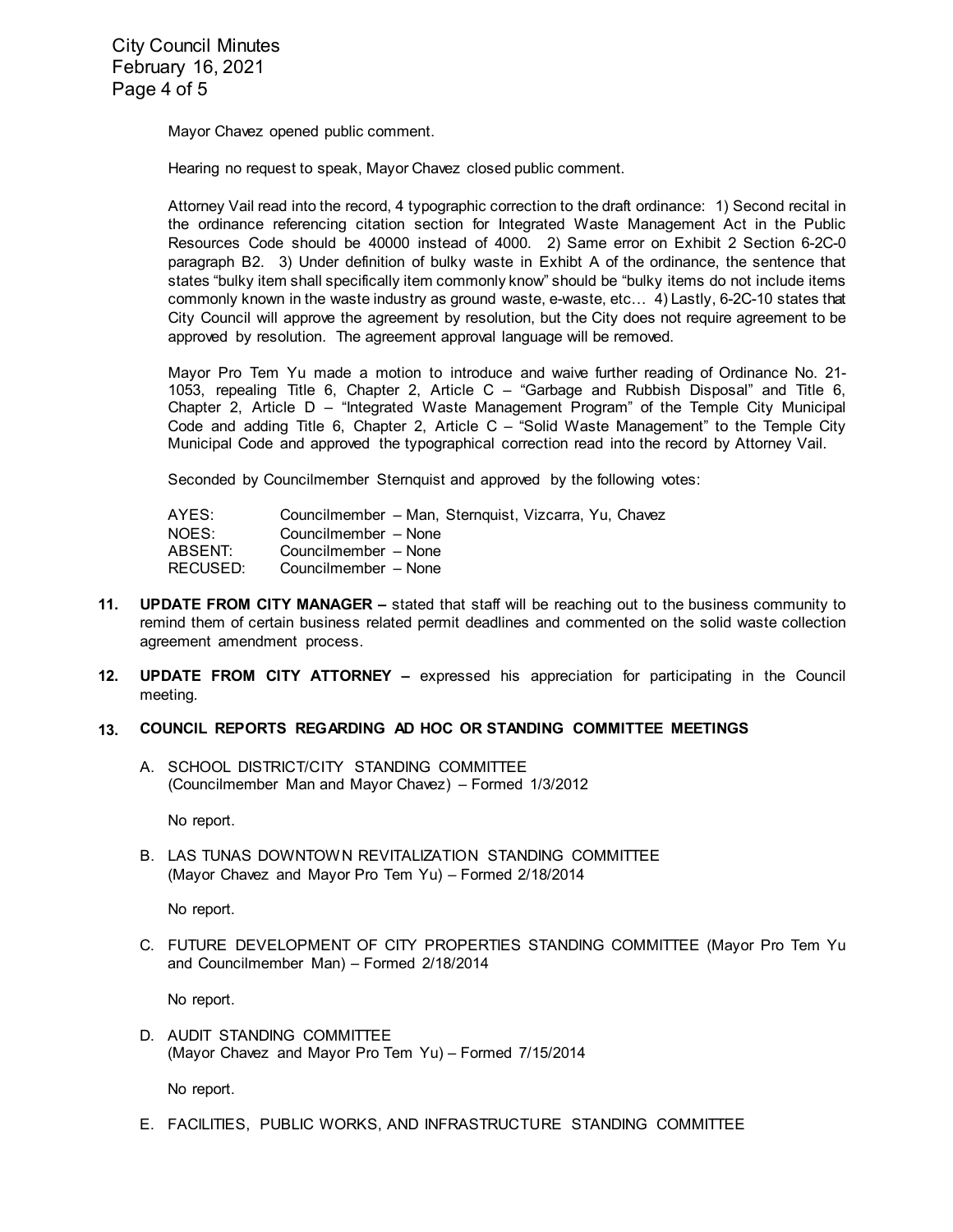Mayor Chavez opened public comment.

Hearing no request to speak, Mayor Chavez closed public comment.

Attorney Vail read into the record, 4 typographic correction to the draft ordinance: 1) Second recital in the ordinance referencing citation section for Integrated Waste Management Act in the Public Resources Code should be 40000 instead of 4000. 2) Same error on Exhibit 2 Section 6-2C-0 paragraph B2. 3) Under definition of bulky waste in Exhbit A of the ordinance, the sentence that states "bulky item shall specifically item commonly know" should be "bulky items do not include items commonly known in the waste industry as ground waste, e-waste, etc… 4) Lastly, 6-2C-10 states that City Council will approve the agreement by resolution, but the City does not require agreement to be approved by resolution. The agreement approval language will be removed.

Mayor Pro Tem Yu made a motion to introduce and waive further reading of Ordinance No. 21-1053, repealing Title 6, Chapter 2, Article C – "Garbage and Rubbish Disposal" and Title 6, Chapter 2, Article D – "Integrated Waste Management Program" of the Temple City Municipal Code and adding Title 6, Chapter 2, Article C – "Solid Waste Management" to the Temple City Municipal Code and approved the typographical correction read into the record by Attorney Vail.

Seconded by Councilmember Sternquist and approved by the following votes:

| | |
|---|---|
| AYES: | Councilmember – Man, Sternquist, Vizcarra, Yu, Chavez |
| NOES: | Councilmember – None |
| ABSENT: | Councilmember – None |
| RECUSED: | Councilmember – None |

**11. UPDATE FROM CITY MANAGER –** stated that staff will be reaching out to the business community to remind them of certain business related permit deadlines and commented on the solid waste collection agreement amendment process.

**12. UPDATE FROM CITY ATTORNEY –** expressed his appreciation for participating in the Council meeting.

**13. COUNCIL REPORTS REGARDING AD HOC OR STANDING COMMITTEE MEETINGS**

A. SCHOOL DISTRICT/CITY STANDING COMMITTEE
(Councilmember Man and Mayor Chavez) – Formed 1/3/2012

No report.

B. LAS TUNAS DOWNTOWN REVITALIZATION STANDING COMMITTEE
(Mayor Chavez and Mayor Pro Tem Yu) – Formed 2/18/2014

No report.

C. FUTURE DEVELOPMENT OF CITY PROPERTIES STANDING COMMITTEE (Mayor Pro Tem Yu and Councilmember Man) – Formed 2/18/2014

No report.

D. AUDIT STANDING COMMITTEE
(Mayor Chavez and Mayor Pro Tem Yu) – Formed 7/15/2014

No report.

E. FACILITIES, PUBLIC WORKS, AND INFRASTRUCTURE STANDING COMMITTEE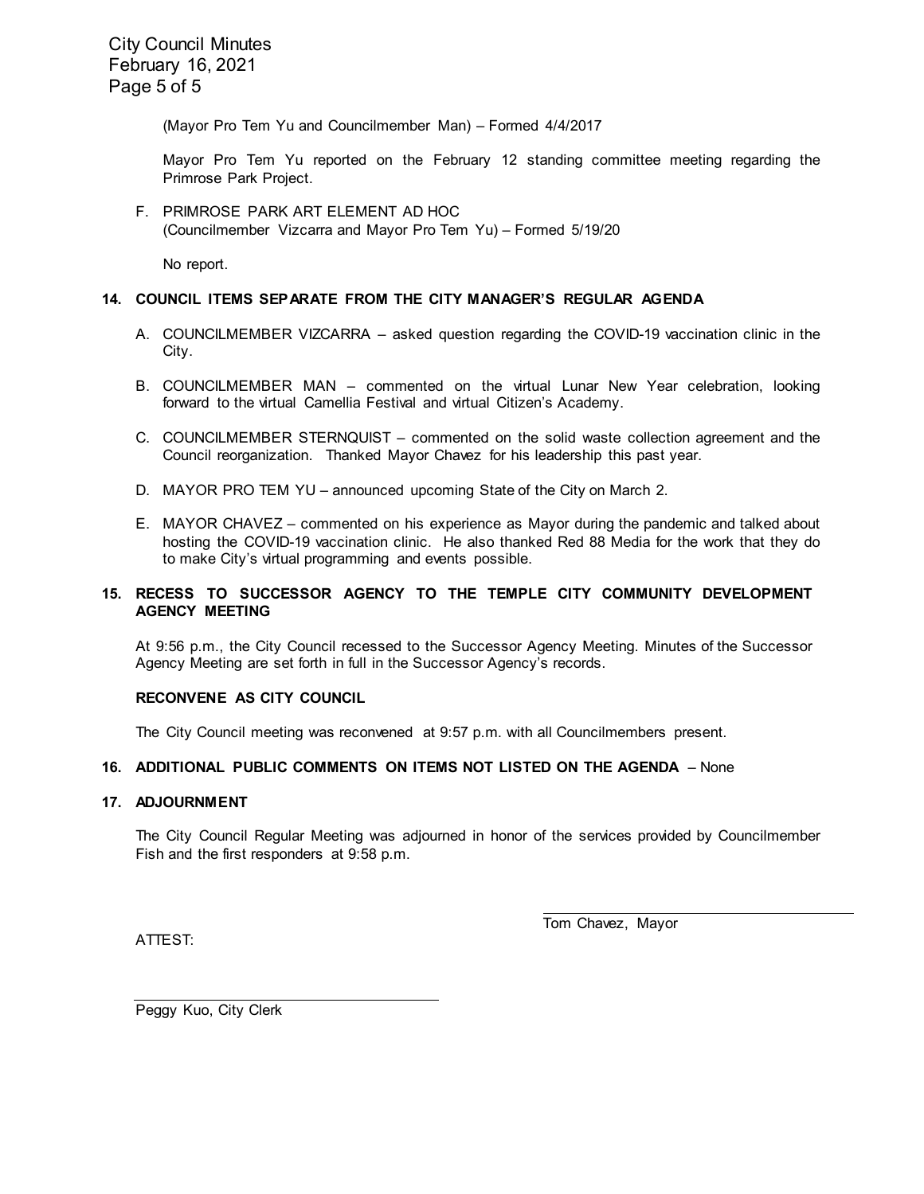(Mayor Pro Tem Yu and Councilmember Man) – Formed 4/4/2017

Mayor Pro Tem Yu reported on the February 12 standing committee meeting regarding the Primrose Park Project.

F. PRIMROSE PARK ART ELEMENT AD HOC
(Councilmember Vizcarra and Mayor Pro Tem Yu) – Formed 5/19/20

No report.

**14. COUNCIL ITEMS SEPARATE FROM THE CITY MANAGER'S REGULAR AGENDA**

A. COUNCILMEMBER VIZCARRA – asked question regarding the COVID-19 vaccination clinic in the City.

B. COUNCILMEMBER MAN – commented on the virtual Lunar New Year celebration, looking forward to the virtual Camellia Festival and virtual Citizen's Academy.

C. COUNCILMEMBER STERNQUIST – commented on the solid waste collection agreement and the Council reorganization. Thanked Mayor Chavez for his leadership this past year.

D. MAYOR PRO TEM YU – announced upcoming State of the City on March 2.

E. MAYOR CHAVEZ – commented on his experience as Mayor during the pandemic and talked about hosting the COVID-19 vaccination clinic. He also thanked Red 88 Media for the work that they do to make City's virtual programming and events possible.

**15. RECESS TO SUCCESSOR AGENCY TO THE TEMPLE CITY COMMUNITY DEVELOPMENT AGENCY MEETING**

At 9:56 p.m., the City Council recessed to the Successor Agency Meeting. Minutes of the Successor Agency Meeting are set forth in full in the Successor Agency's records.

**RECONVENE AS CITY COUNCIL**

The City Council meeting was reconvened at 9:57 p.m. with all Councilmembers present.

**16. ADDITIONAL PUBLIC COMMENTS ON ITEMS NOT LISTED ON THE AGENDA** – None

**17. ADJOURNMENT**

The City Council Regular Meeting was adjourned in honor of the services provided by Councilmember Fish and the first responders at 9:58 p.m.

Tom Chavez, Mayor

ATTEST:

Peggy Kuo, City Clerk